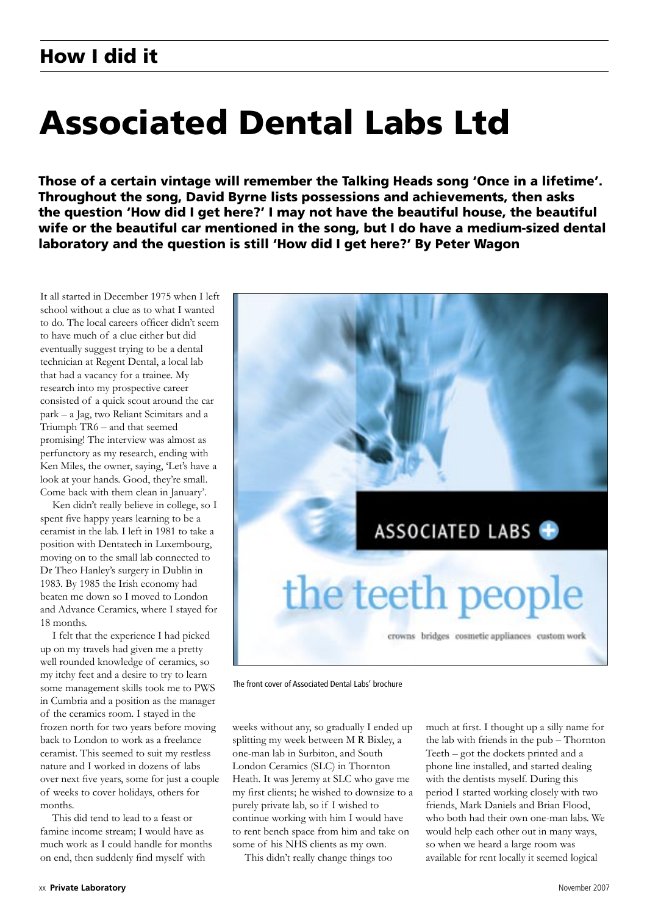## How I did it

# Associated Dental Labs Ltd

**Those of a certain vintage will remember the Talking Heads song 'Once in a lifetime'. Throughout the song, David Byrne lists possessions and achievements, then asks the question 'How did I get here?' I may not have the beautiful house, the beautiful wife or the beautiful car mentioned in the song, but I do have a medium-sized dental laboratory and the question is still 'How did I get here?' By Peter Wagon**

It all started in December 1975 when I left school without a clue as to what I wanted to do. The local careers officer didn't seem to have much of a clue either but did eventually suggest trying to be a dental technician at Regent Dental, a local lab that had a vacancy for a trainee. My research into my prospective career consisted of a quick scout around the car park – a Jag, two Reliant Scimitars and a Triumph TR6 – and that seemed promising! The interview was almost as perfunctory as my research, ending with Ken Miles, the owner, saying, 'Let's have a look at your hands. Good, they're small. Come back with them clean in January'.

Ken didn't really believe in college, so I spent five happy years learning to be a ceramist in the lab. I left in 1981 to take a position with Dentatech in Luxembourg, moving on to the small lab connected to Dr Theo Hanley's surgery in Dublin in 1983. By 1985 the Irish economy had beaten me down so I moved to London and Advance Ceramics, where I stayed for 18 months.

I felt that the experience I had picked up on my travels had given me a pretty well rounded knowledge of ceramics, so my itchy feet and a desire to try to learn some management skills took me to PWS in Cumbria and a position as the manager of the ceramics room. I stayed in the frozen north for two years before moving back to London to work as a freelance ceramist. This seemed to suit my restless nature and I worked in dozens of labs over next five years, some for just a couple of weeks to cover holidays, others for months.

This did tend to lead to a feast or famine income stream; I would have as much work as I could handle for months on end, then suddenly find myself with weeks without any, so gradually I ended up splitting my week between M R Bixley, a one-man lab in Surbiton, and South London Ceramics (SLC) in Thornton Heath. It was Jeremy at SLC who gave me my first clients; he wished to downsize to a purely private lab, so if I wished to continue working with him I would have to rent bench space from him and take on some of his NHS clients as my own.

This didn't really change things too much at first. I thought up a silly name for the lab with friends in the pub – Thornton Teeth – got the dockets printed and a phone line installed, and started dealing with the dentists myself. During this period I started working closely with two friends, Mark Daniels and Brian Flood, who both had their own one-man labs. We would help each other out in many ways, so when we heard a large room was available for rent locally it seemed logical

ASSOCIATED LABS

the teeth people

crowns bridges cosmetic appliances custom work

The front cover of Associated Dental Labs' brochure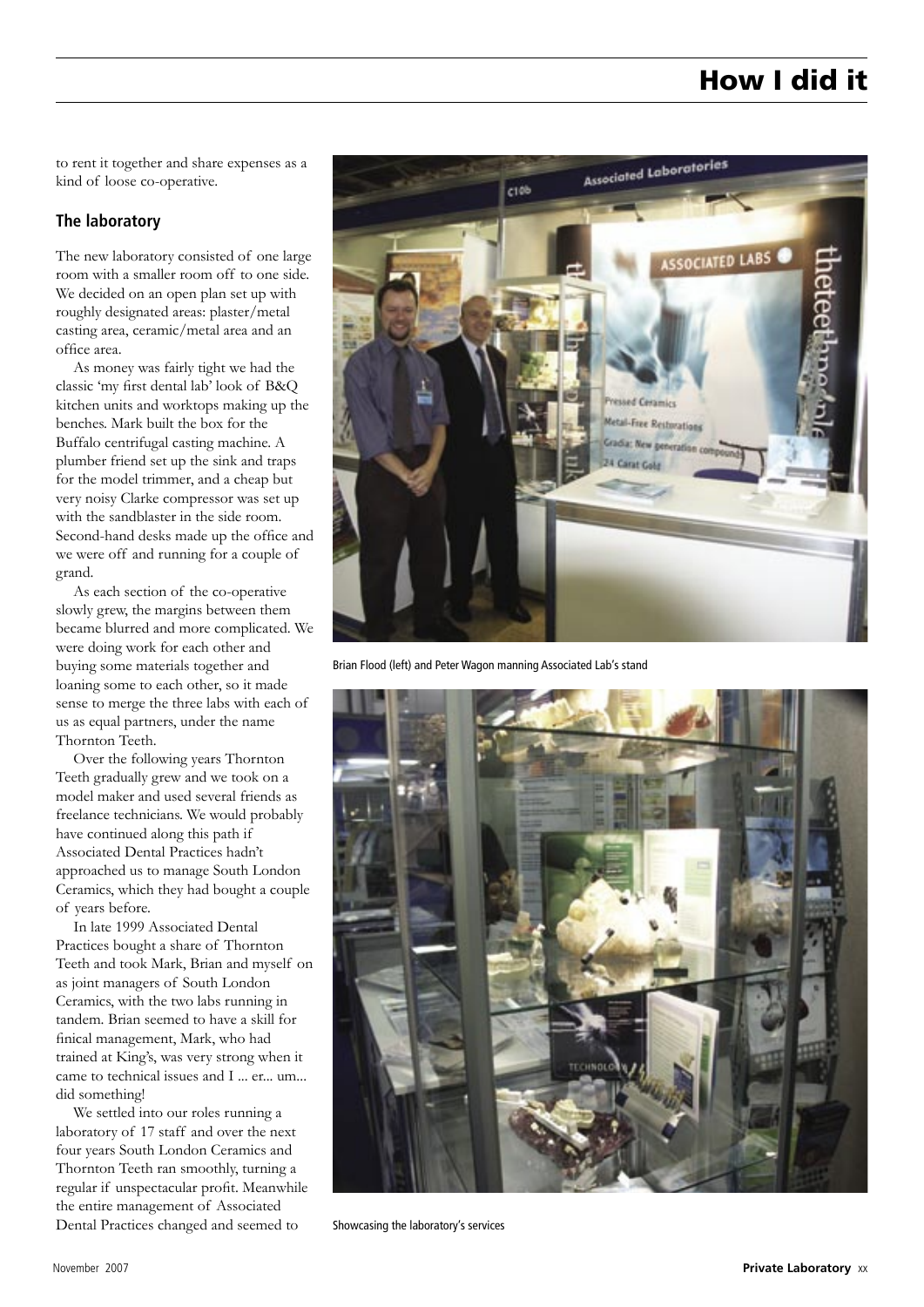to rent it together and share expenses as a kind of loose co-operative.

## The laboratory

The new laboratory consisted of one large room with a smaller room off to one side. We decided on an open plan set up with roughly designated areas: plaster/metal casting area, ceramic/metal area and an office area.

As money was fairly tight we had the classic 'my first dental lab' look of B&Q kitchen units and worktops making up the benches. Mark built the box for the Buffalo centrifugal casting machine. A plumber friend set up the sink and traps for the model trimmer, and a cheap but very noisy Clarke compressor was set up with the sandblaster in the side room. Second-hand desks made up the office and we were off and running for a couple of grand.

As each section of the co-operative slowly grew, the margins between them became blurred and more complicated. We were doing work for each other and buying some materials together and loaning some to each other, so it made sense to merge the three labs with each of us as equal partners, under the name Thornton Teeth.

Over the following years Thornton Teeth gradually grew and we took on a model maker and used several friends as freelance technicians. We would probably have continued along this path if Associated Dental Practices hadn't approached us to manage South London Ceramics, which they had bought a couple of years before.

In late 1999 Associated Dental Practices bought a share of Thornton Teeth and took Mark, Brian and myself on as joint managers of South London Ceramics, with the two labs running in tandem. Brian seemed to have a skill for finical management, Mark, who had trained at King's, was very strong when it came to technical issues and I ... er... um... did something!

We settled into our roles running a laboratory of 17 staff and over the next four years South London Ceramics and Thornton Teeth ran smoothly, turning a regular if unspectacular profit. Meanwhile the entire management of Associated Dental Practices changed and seemed to

Brian Flood (left) and Peter Wagon manning Associated Lab's stand

Showcasing the laboratory's services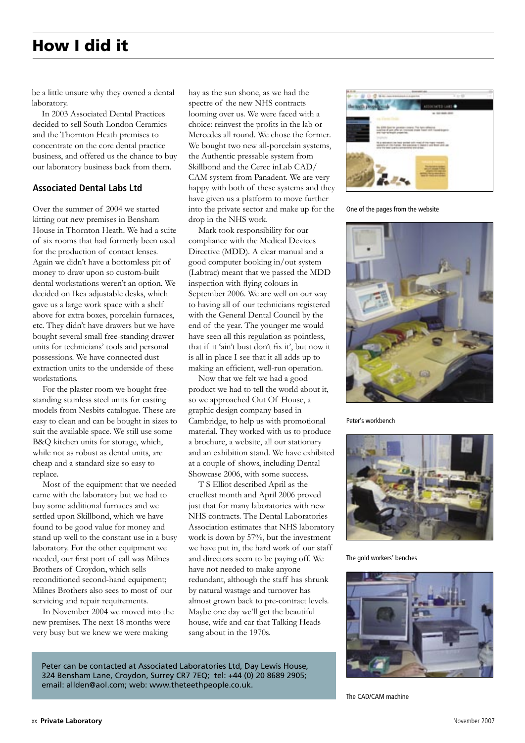be a little unsure why they owned a dental laboratory.

In 2003 Associated Dental Practices decided to sell South London Ceramics and the Thornton Heath premises to concentrate on the core dental practice business, and offered us the chance to buy our laboratory business back from them.

## Associated Dental Labs Ltd

Over the summer of 2004 we started kitting out new premises in Bensham House in Thornton Heath. We had a suite of six rooms that had formerly been used for the production of contact lenses. Again we didn't have a bottomless pit of money to draw upon so custom-built dental workstations weren't an option. We decided on Ikea adjustable desks, which gave us a large work space with a shelf above for extra boxes, porcelain furnaces, etc. They didn't have drawers but we have bought several small free-standing drawer units for technicians' tools and personal possessions. We have connected dust extraction units to the underside of these workstations.

For the plaster room we bought free-standing stainless steel units for casting models from Nesbits catalogue. These are easy to clean and can be bought in sizes to suit the available space. We still use some B&Q kitchen units for storage, which, while not as robust as dental units, are cheap and a standard size so easy to replace.

Most of the equipment that we needed came with the laboratory but we had to buy some additional furnaces and we settled upon Skillbond, which we have found to be good value for money and stand up well to the constant use in a busy laboratory. For the other equipment we needed, our first port of call was Milnes Brothers of Croydon, which sells reconditioned second-hand equipment; Milnes Brothers also sees to most of our servicing and repair requirements.

In November 2004 we moved into the new premises. The next 18 months were very busy but we knew we were making hay as the sun shone, as we had the spectre of the new NHS contracts looming over us. We were faced with a choice: reinvest the profits in the lab or Mercedes all round. We chose the former. We bought two new all-porcelain systems, the Authentic pressable system from Skillbond and the Cerec inLab CAD/CAM system from Panadent. We are very happy with both of these systems and they have given us a platform to move further into the private sector and make up for the drop in the NHS work.

Mark took responsibility for our compliance with the Medical Devices Directive (MDD). A clear manual and a good computer booking in/out system (Labtrac) meant that we passed the MDD inspection with flying colours in September 2006. We are well on our way to having all of our technicians registered with the General Dental Council by the end of the year. The younger me would have seen all this regulation as pointless, that if it 'ain't bust don't fix it', but now it is all in place I see that it all adds up to making an efficient, well-run operation.

Now that we felt we had a good product we had to tell the world about it, so we approached Out Of House, a graphic design company based in Cambridge, to help us with promotional material. They worked with us to produce a brochure, a website, all our stationary and an exhibition stand. We have exhibited at a couple of shows, including Dental Showcase 2006, with some success.

T S Elliot described April as the cruellest month and April 2006 proved just that for many laboratories with new NHS contracts. The Dental Laboratories Association estimates that NHS laboratory work is down by 57%, but the investment we have put in, the hard work of our staff and directors seem to be paying off. We have not needed to make anyone redundant, although the staff has shrunk by natural wastage and turnover has almost grown back to pre-contract levels. Maybe one day we'll get the beautiful house, wife and car that Talking Heads sang about in the 1970s.

Peter can be contacted at Associated Laboratories Ltd, Day Lewis House, 324 Bensham Lane, Croydon, Surrey CR7 7EQ; tel: +44 (0) 20 8689 2905; email: allden@aol.com; web: www.theteethpeople.co.uk.

One of the pages from the website

Peter's workbench

The gold workers' benches

The CAD/CAM machine